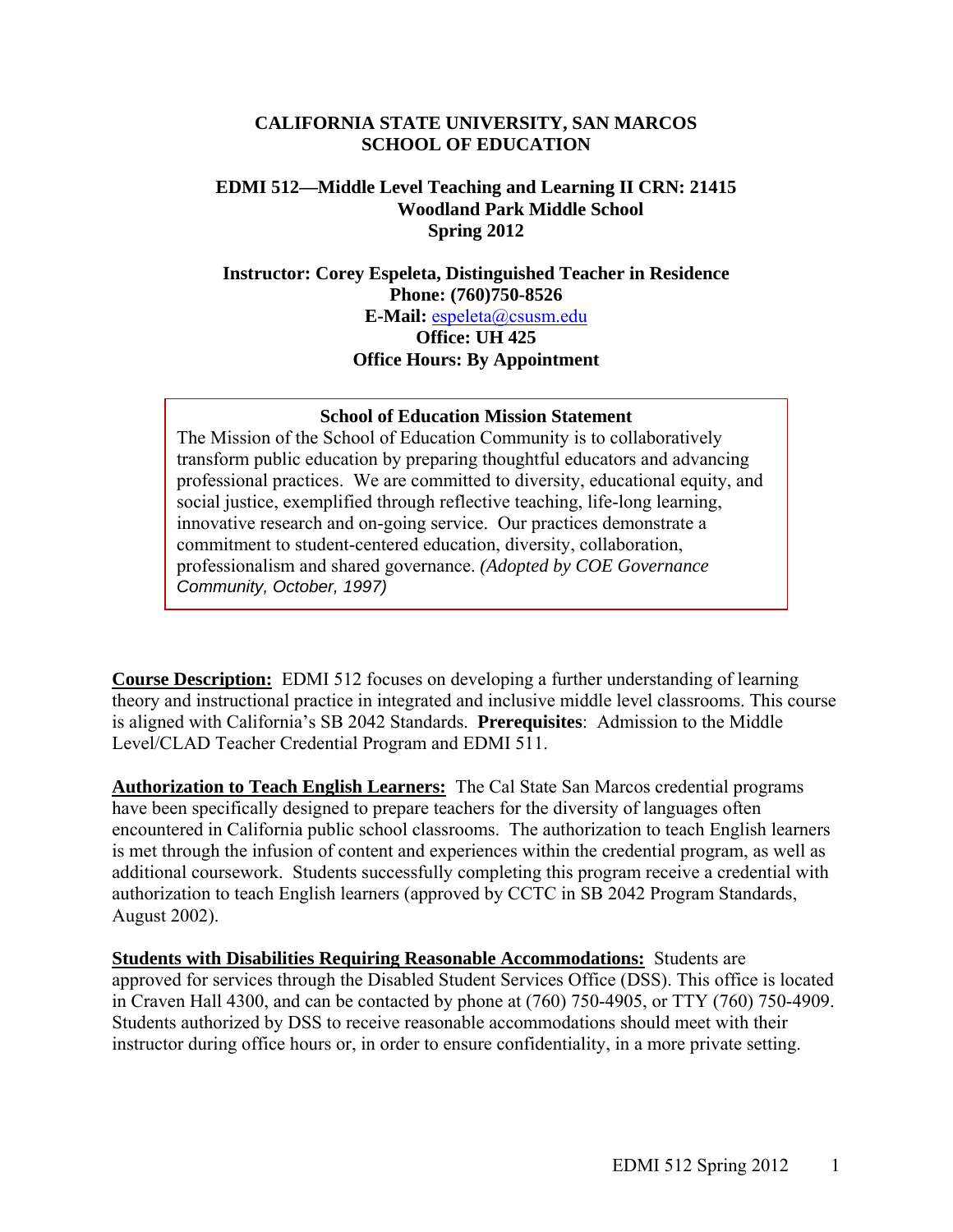**CALIFORNIA STATE UNIVERSITY, SAN MARCOS**
**SCHOOL OF EDUCATION**

**EDMI 512—Middle Level Teaching and Learning II CRN: 21415**
**Woodland Park Middle School**
**Spring 2012**

**Instructor: Corey Espeleta, Distinguished Teacher in Residence**
**Phone: (760)750-8526**
**E-Mail:** espeleta@csusm.edu
**Office: UH 425**
**Office Hours: By Appointment**

**School of Education Mission Statement**

The Mission of the School of Education Community is to collaboratively transform public education by preparing thoughtful educators and advancing professional practices. We are committed to diversity, educational equity, and social justice, exemplified through reflective teaching, life-long learning, innovative research and on-going service. Our practices demonstrate a commitment to student-centered education, diversity, collaboration, professionalism and shared governance. *(Adopted by COE Governance Community, October, 1997)*

**Course Description:** EDMI 512 focuses on developing a further understanding of learning theory and instructional practice in integrated and inclusive middle level classrooms. This course is aligned with California's SB 2042 Standards. **Prerequisites**: Admission to the Middle Level/CLAD Teacher Credential Program and EDMI 511.

**Authorization to Teach English Learners:** The Cal State San Marcos credential programs have been specifically designed to prepare teachers for the diversity of languages often encountered in California public school classrooms. The authorization to teach English learners is met through the infusion of content and experiences within the credential program, as well as additional coursework. Students successfully completing this program receive a credential with authorization to teach English learners (approved by CCTC in SB 2042 Program Standards, August 2002).

**Students with Disabilities Requiring Reasonable Accommodations:** Students are approved for services through the Disabled Student Services Office (DSS). This office is located in Craven Hall 4300, and can be contacted by phone at (760) 750-4905, or TTY (760) 750-4909. Students authorized by DSS to receive reasonable accommodations should meet with their instructor during office hours or, in order to ensure confidentiality, in a more private setting.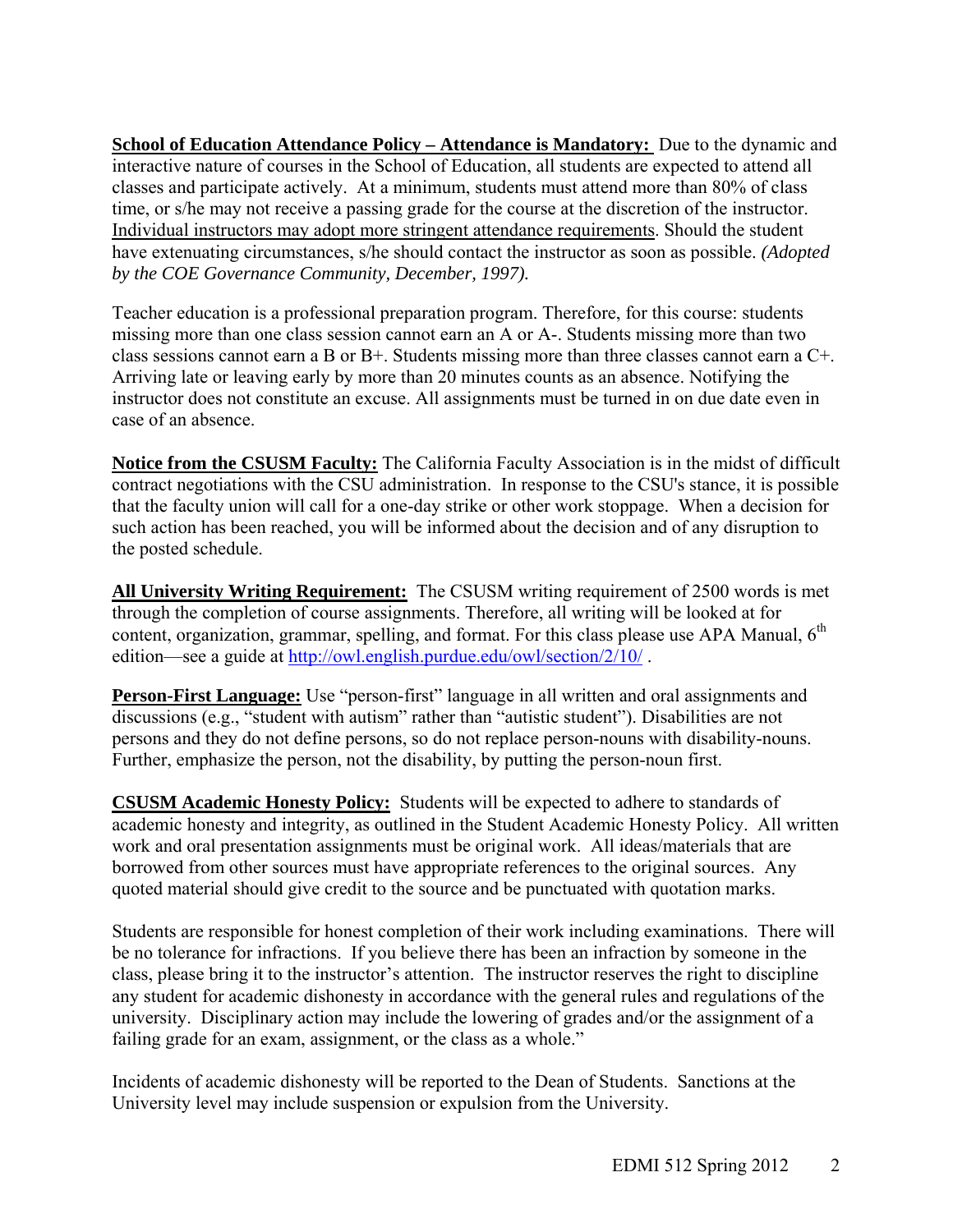**School of Education Attendance Policy – Attendance is Mandatory:** Due to the dynamic and interactive nature of courses in the School of Education, all students are expected to attend all classes and participate actively. At a minimum, students must attend more than 80% of class time, or s/he may not receive a passing grade for the course at the discretion of the instructor. Individual instructors may adopt more stringent attendance requirements. Should the student have extenuating circumstances, s/he should contact the instructor as soon as possible. *(Adopted by the COE Governance Community, December, 1997).*

Teacher education is a professional preparation program. Therefore, for this course: students missing more than one class session cannot earn an A or A-. Students missing more than two class sessions cannot earn a B or B+. Students missing more than three classes cannot earn a C+. Arriving late or leaving early by more than 20 minutes counts as an absence. Notifying the instructor does not constitute an excuse. All assignments must be turned in on due date even in case of an absence.

**Notice from the CSUSM Faculty:** The California Faculty Association is in the midst of difficult contract negotiations with the CSU administration. In response to the CSU's stance, it is possible that the faculty union will call for a one-day strike or other work stoppage. When a decision for such action has been reached, you will be informed about the decision and of any disruption to the posted schedule.

**All University Writing Requirement:** The CSUSM writing requirement of 2500 words is met through the completion of course assignments. Therefore, all writing will be looked at for content, organization, grammar, spelling, and format. For this class please use APA Manual, 6th edition—see a guide at http://owl.english.purdue.edu/owl/section/2/10/ .

**Person-First Language:** Use "person-first" language in all written and oral assignments and discussions (e.g., "student with autism" rather than "autistic student"). Disabilities are not persons and they do not define persons, so do not replace person-nouns with disability-nouns. Further, emphasize the person, not the disability, by putting the person-noun first.

**CSUSM Academic Honesty Policy:** Students will be expected to adhere to standards of academic honesty and integrity, as outlined in the Student Academic Honesty Policy. All written work and oral presentation assignments must be original work. All ideas/materials that are borrowed from other sources must have appropriate references to the original sources. Any quoted material should give credit to the source and be punctuated with quotation marks.

Students are responsible for honest completion of their work including examinations. There will be no tolerance for infractions. If you believe there has been an infraction by someone in the class, please bring it to the instructor's attention. The instructor reserves the right to discipline any student for academic dishonesty in accordance with the general rules and regulations of the university. Disciplinary action may include the lowering of grades and/or the assignment of a failing grade for an exam, assignment, or the class as a whole."

Incidents of academic dishonesty will be reported to the Dean of Students. Sanctions at the University level may include suspension or expulsion from the University.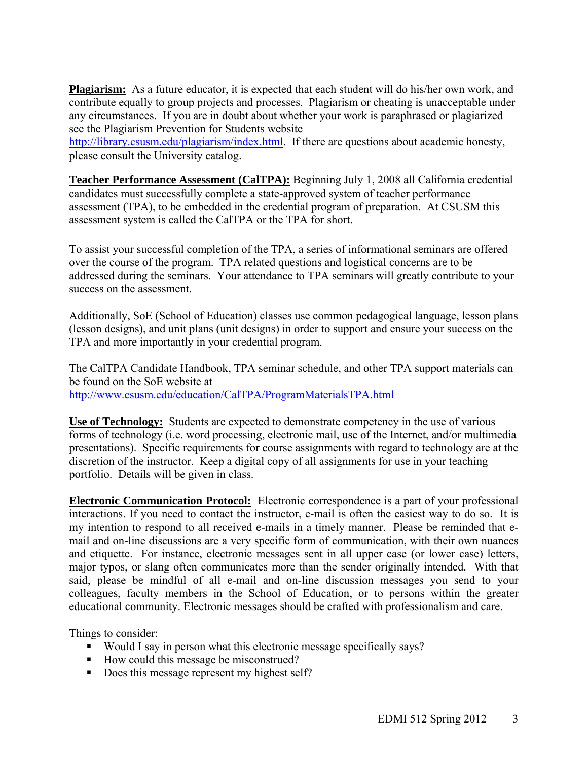**Plagiarism:** As a future educator, it is expected that each student will do his/her own work, and contribute equally to group projects and processes. Plagiarism or cheating is unacceptable under any circumstances. If you are in doubt about whether your work is paraphrased or plagiarized see the Plagiarism Prevention for Students website http://library.csusm.edu/plagiarism/index.html. If there are questions about academic honesty, please consult the University catalog.

**Teacher Performance Assessment (CalTPA):** Beginning July 1, 2008 all California credential candidates must successfully complete a state-approved system of teacher performance assessment (TPA), to be embedded in the credential program of preparation. At CSUSM this assessment system is called the CalTPA or the TPA for short.

To assist your successful completion of the TPA, a series of informational seminars are offered over the course of the program. TPA related questions and logistical concerns are to be addressed during the seminars. Your attendance to TPA seminars will greatly contribute to your success on the assessment.

Additionally, SoE (School of Education) classes use common pedagogical language, lesson plans (lesson designs), and unit plans (unit designs) in order to support and ensure your success on the TPA and more importantly in your credential program.

The CalTPA Candidate Handbook, TPA seminar schedule, and other TPA support materials can be found on the SoE website at http://www.csusm.edu/education/CalTPA/ProgramMaterialsTPA.html

**Use of Technology:** Students are expected to demonstrate competency in the use of various forms of technology (i.e. word processing, electronic mail, use of the Internet, and/or multimedia presentations). Specific requirements for course assignments with regard to technology are at the discretion of the instructor. Keep a digital copy of all assignments for use in your teaching portfolio. Details will be given in class.

**Electronic Communication Protocol:** Electronic correspondence is a part of your professional interactions. If you need to contact the instructor, e-mail is often the easiest way to do so. It is my intention to respond to all received e-mails in a timely manner. Please be reminded that e-mail and on-line discussions are a very specific form of communication, with their own nuances and etiquette. For instance, electronic messages sent in all upper case (or lower case) letters, major typos, or slang often communicates more than the sender originally intended. With that said, please be mindful of all e-mail and on-line discussion messages you send to your colleagues, faculty members in the School of Education, or to persons within the greater educational community. Electronic messages should be crafted with professionalism and care.

Things to consider:

- Would I say in person what this electronic message specifically says?
- How could this message be misconstrued?
- Does this message represent my highest self?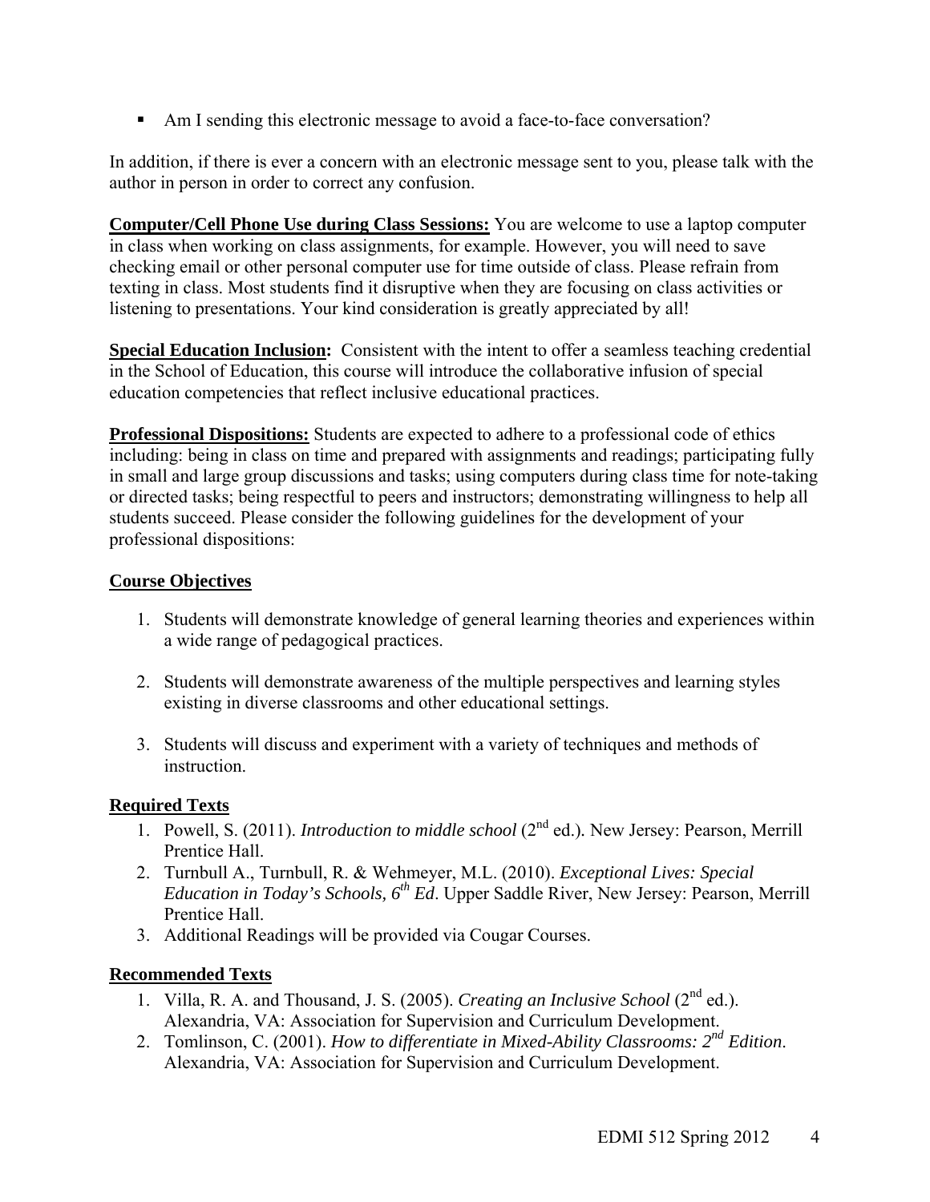- Am I sending this electronic message to avoid a face-to-face conversation?

In addition, if there is ever a concern with an electronic message sent to you, please talk with the author in person in order to correct any confusion.

**Computer/Cell Phone Use during Class Sessions:** You are welcome to use a laptop computer in class when working on class assignments, for example. However, you will need to save checking email or other personal computer use for time outside of class. Please refrain from texting in class. Most students find it disruptive when they are focusing on class activities or listening to presentations. Your kind consideration is greatly appreciated by all!

**Special Education Inclusion:** Consistent with the intent to offer a seamless teaching credential in the School of Education, this course will introduce the collaborative infusion of special education competencies that reflect inclusive educational practices.

**Professional Dispositions:** Students are expected to adhere to a professional code of ethics including: being in class on time and prepared with assignments and readings; participating fully in small and large group discussions and tasks; using computers during class time for note-taking or directed tasks; being respectful to peers and instructors; demonstrating willingness to help all students succeed. Please consider the following guidelines for the development of your professional dispositions:

## Course Objectives

1. Students will demonstrate knowledge of general learning theories and experiences within a wide range of pedagogical practices.

2. Students will demonstrate awareness of the multiple perspectives and learning styles existing in diverse classrooms and other educational settings.

3. Students will discuss and experiment with a variety of techniques and methods of instruction.

## Required Texts

1. Powell, S. (2011). *Introduction to middle school* (2nd ed.). New Jersey: Pearson, Merrill Prentice Hall.
2. Turnbull A., Turnbull, R. & Wehmeyer, M.L. (2010). *Exceptional Lives: Special Education in Today's Schools, 6th Ed*. Upper Saddle River, New Jersey: Pearson, Merrill Prentice Hall.
3. Additional Readings will be provided via Cougar Courses.

## Recommended Texts

1. Villa, R. A. and Thousand, J. S. (2005). *Creating an Inclusive School* (2nd ed.). Alexandria, VA: Association for Supervision and Curriculum Development.
2. Tomlinson, C. (2001). *How to differentiate in Mixed-Ability Classrooms: 2nd Edition*. Alexandria, VA: Association for Supervision and Curriculum Development.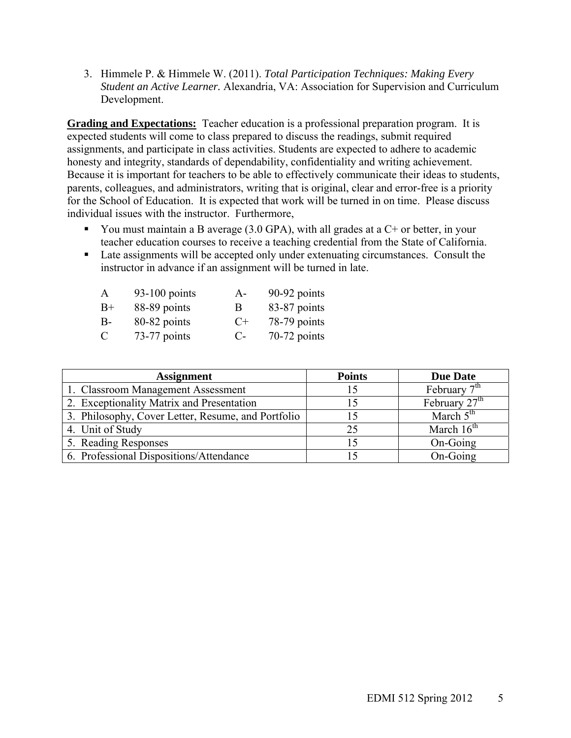3. Himmele P. & Himmele W. (2011). *Total Participation Techniques: Making Every Student an Active Learner.* Alexandria, VA: Association for Supervision and Curriculum Development.

**Grading and Expectations:** Teacher education is a professional preparation program. It is expected students will come to class prepared to discuss the readings, submit required assignments, and participate in class activities. Students are expected to adhere to academic honesty and integrity, standards of dependability, confidentiality and writing achievement. Because it is important for teachers to be able to effectively communicate their ideas to students, parents, colleagues, and administrators, writing that is original, clear and error-free is a priority for the School of Education. It is expected that work will be turned in on time. Please discuss individual issues with the instructor. Furthermore,

- You must maintain a B average (3.0 GPA), with all grades at a C+ or better, in your teacher education courses to receive a teaching credential from the State of California.
- Late assignments will be accepted only under extenuating circumstances. Consult the instructor in advance if an assignment will be turned in late.

| | | | |
|---|---|---|---|
| A | 93-100 points | A- | 90-92 points |
| B+ | 88-89 points | B | 83-87 points |
| B- | 80-82 points | C+ | 78-79 points |
| C | 73-77 points | C- | 70-72 points |

| Assignment | Points | Due Date |
|---|---|---|
| 1. Classroom Management Assessment | 15 | February 7th |
| 2. Exceptionality Matrix and Presentation | 15 | February 27th |
| 3. Philosophy, Cover Letter, Resume, and Portfolio | 15 | March 5th |
| 4. Unit of Study | 25 | March 16th |
| 5. Reading Responses | 15 | On-Going |
| 6. Professional Dispositions/Attendance | 15 | On-Going |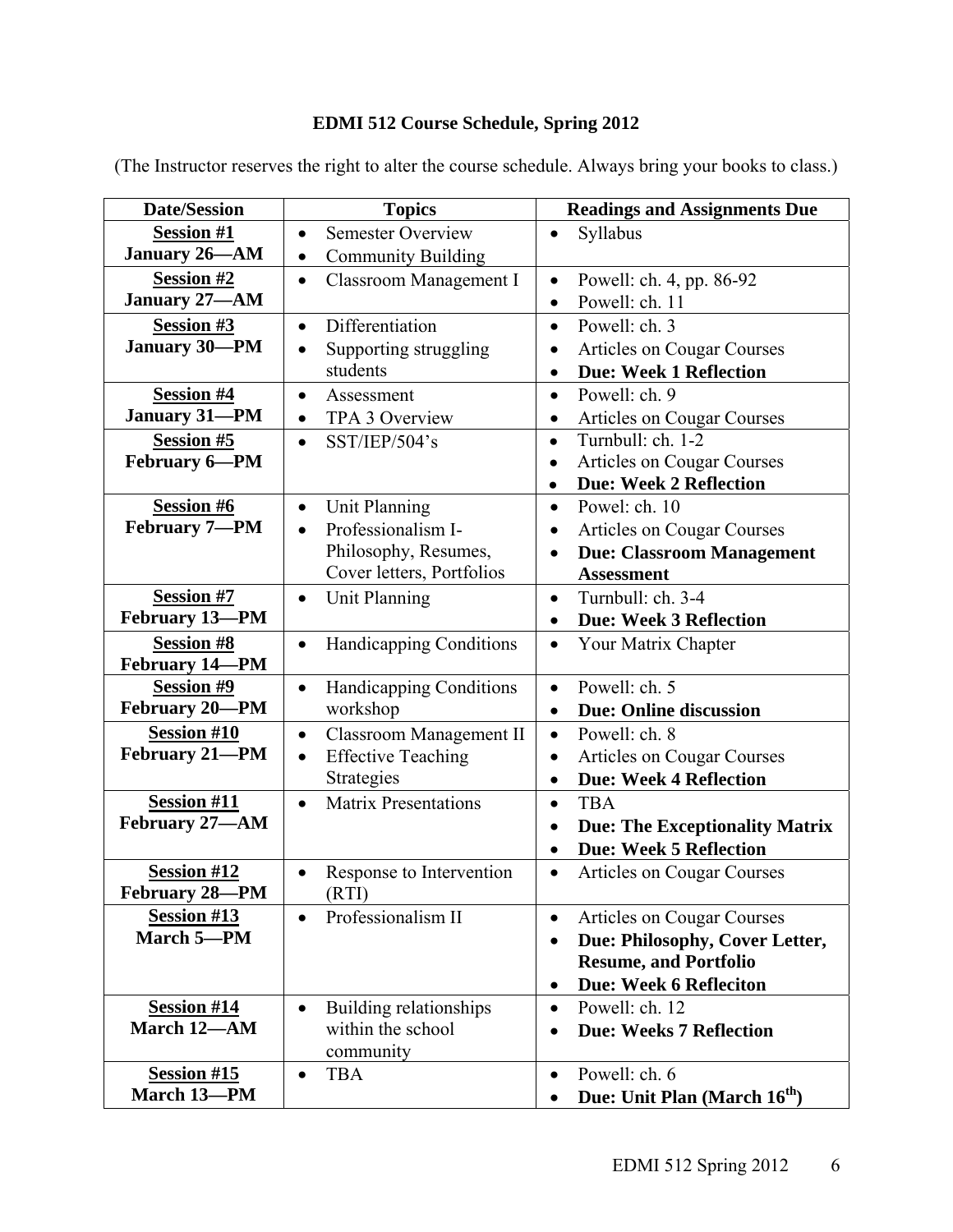# EDMI 512 Course Schedule, Spring 2012

(The Instructor reserves the right to alter the course schedule. Always bring your books to class.)

| Date/Session | Topics | Readings and Assignments Due |
|---|---|---|
| **Session #1** **January 26—AM** | • Semester Overview<br>• Community Building | • Syllabus |
| **Session #2** **January 27—AM** | • Classroom Management I | • Powell: ch. 4, pp. 86-92<br>• Powell: ch. 11 |
| **Session #3** **January 30—PM** | • Differentiation<br>• Supporting struggling students | • Powell: ch. 3<br>• Articles on Cougar Courses<br>• **Due: Week 1 Reflection** |
| **Session #4** **January 31—PM** | • Assessment<br>• TPA 3 Overview | • Powell: ch. 9<br>• Articles on Cougar Courses |
| **Session #5** **February 6—PM** | • SST/IEP/504's | • Turnbull: ch. 1-2<br>• Articles on Cougar Courses<br>• **Due: Week 2 Reflection** |
| **Session #6** **February 7—PM** | • Unit Planning<br>• Professionalism I- Philosophy, Resumes, Cover letters, Portfolios | • Powel: ch. 10<br>• Articles on Cougar Courses<br>• **Due: Classroom Management Assessment** |
| **Session #7** **February 13—PM** | • Unit Planning | • Turnbull: ch. 3-4<br>• **Due: Week 3 Reflection** |
| **Session #8** **February 14—PM** | • Handicapping Conditions | • Your Matrix Chapter |
| **Session #9** **February 20—PM** | • Handicapping Conditions workshop | • Powell: ch. 5<br>• **Due: Online discussion** |
| **Session #10** **February 21—PM** | • Classroom Management II<br>• Effective Teaching Strategies | • Powell: ch. 8<br>• Articles on Cougar Courses<br>• **Due: Week 4 Reflection** |
| **Session #11** **February 27—AM** | • Matrix Presentations | • TBA<br>• **Due: The Exceptionality Matrix**<br>• **Due: Week 5 Reflection** |
| **Session #12** **February 28—PM** | • Response to Intervention (RTI) | • Articles on Cougar Courses |
| **Session #13** **March 5—PM** | • Professionalism II | • Articles on Cougar Courses<br>• **Due: Philosophy, Cover Letter, Resume, and Portfolio**<br>• **Due: Week 6 Refleciton** |
| **Session #14** **March 12—AM** | • Building relationships within the school community | • Powell: ch. 12<br>• **Due: Weeks 7 Reflection** |
| **Session #15** **March 13—PM** | • TBA | • Powell: ch. 6<br>• **Due: Unit Plan (March 16th)** |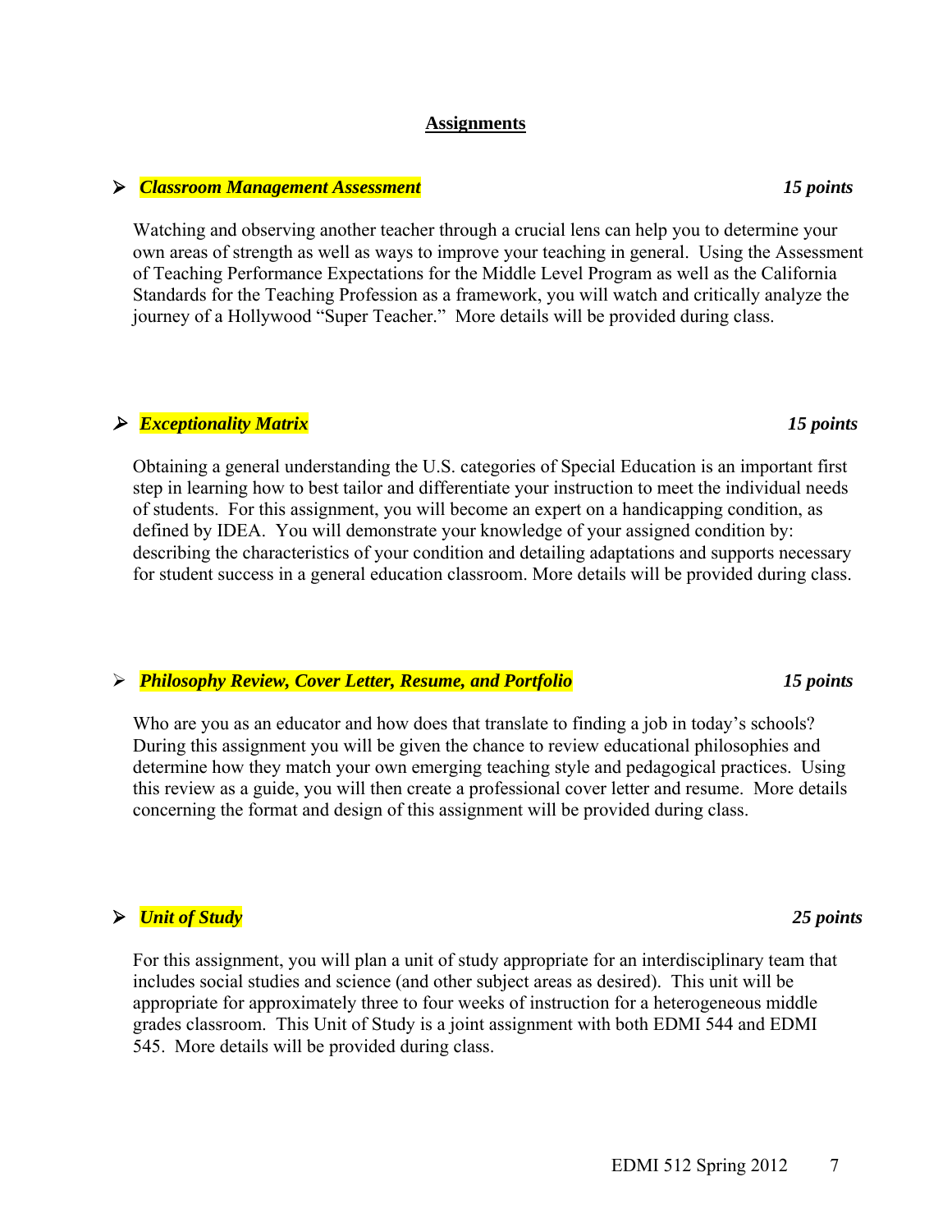## Assignments

- ***Classroom Management Assessment*** ***15 points***

Watching and observing another teacher through a crucial lens can help you to determine your own areas of strength as well as ways to improve your teaching in general. Using the Assessment of Teaching Performance Expectations for the Middle Level Program as well as the California Standards for the Teaching Profession as a framework, you will watch and critically analyze the journey of a Hollywood "Super Teacher." More details will be provided during class.

- ***Exceptionality Matrix*** ***15 points***

Obtaining a general understanding the U.S. categories of Special Education is an important first step in learning how to best tailor and differentiate your instruction to meet the individual needs of students. For this assignment, you will become an expert on a handicapping condition, as defined by IDEA. You will demonstrate your knowledge of your assigned condition by: describing the characteristics of your condition and detailing adaptations and supports necessary for student success in a general education classroom. More details will be provided during class.

- ***Philosophy Review, Cover Letter, Resume, and Portfolio*** ***15 points***

Who are you as an educator and how does that translate to finding a job in today's schools? During this assignment you will be given the chance to review educational philosophies and determine how they match your own emerging teaching style and pedagogical practices. Using this review as a guide, you will then create a professional cover letter and resume. More details concerning the format and design of this assignment will be provided during class.

- ***Unit of Study*** ***25 points***

For this assignment, you will plan a unit of study appropriate for an interdisciplinary team that includes social studies and science (and other subject areas as desired). This unit will be appropriate for approximately three to four weeks of instruction for a heterogeneous middle grades classroom. This Unit of Study is a joint assignment with both EDMI 544 and EDMI 545. More details will be provided during class.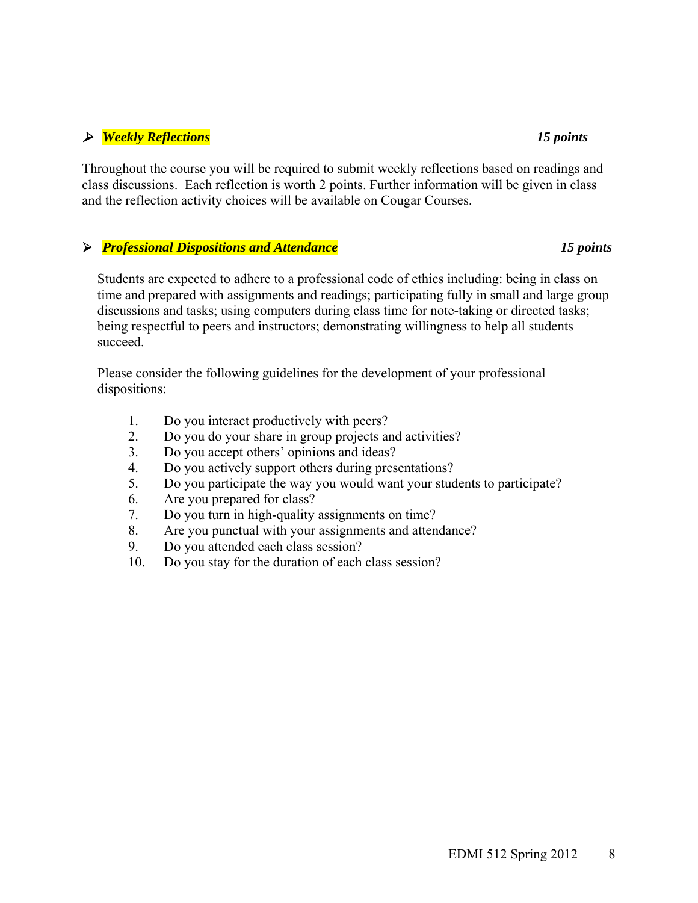- ***Weekly Reflections*** ***15 points***

Throughout the course you will be required to submit weekly reflections based on readings and class discussions. Each reflection is worth 2 points. Further information will be given in class and the reflection activity choices will be available on Cougar Courses.

- ***Professional Dispositions and Attendance*** ***15 points***

Students are expected to adhere to a professional code of ethics including: being in class on time and prepared with assignments and readings; participating fully in small and large group discussions and tasks; using computers during class time for note-taking or directed tasks; being respectful to peers and instructors; demonstrating willingness to help all students succeed.

Please consider the following guidelines for the development of your professional dispositions:

1. Do you interact productively with peers?
2. Do you do your share in group projects and activities?
3. Do you accept others' opinions and ideas?
4. Do you actively support others during presentations?
5. Do you participate the way you would want your students to participate?
6. Are you prepared for class?
7. Do you turn in high-quality assignments on time?
8. Are you punctual with your assignments and attendance?
9. Do you attended each class session?
10. Do you stay for the duration of each class session?